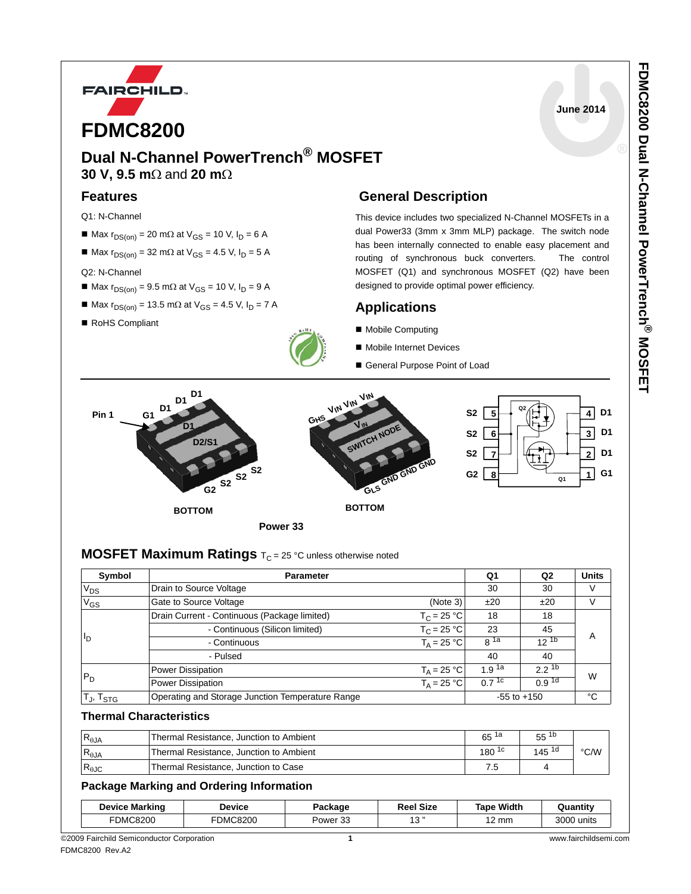FAIRCHILD

June 2014

# FDMC8200

## Dual N-Channel PowerTrench® MOSFET

**30 V, 9.5 mΩ** and **20 mΩ**

## Features

Q1: N-Channel

- Max $r_{DS(on)}$ = 20 mΩ at $V_{GS}$ = 10 V, $I_D$ = 6 A
- Max $r_{DS(on)}$ = 32 mΩ at $V_{GS}$ = 4.5 V, $I_D$ = 5 A

Q2: N-Channel

- Max $r_{DS(on)}$ = 9.5 mΩ at $V_{GS}$ = 10 V, $I_D$ = 9 A
- Max $r_{DS(on)}$ = 13.5 mΩ at $V_{GS}$ = 4.5 V, $I_D$ = 7 A
- RoHS Compliant

## General Description

This device includes two specialized N-Channel MOSFETs in a dual Power33 (3mm x 3mm MLP) package. The switch node has been internally connected to enable easy placement and routing of synchronous buck converters. The control MOSFET (Q1) and synchronous MOSFET (Q2) have been designed to provide optimal power efficiency.

## Applications

- Mobile Computing
- Mobile Internet Devices
- General Purpose Point of Load

Pin 1 G1 D1 D1 D1 D1 D2/S1 G2 S2 S2 S2

BOTTOM

GHS VIN VIN VIN VIN SWITCH NODE GLS GND GND GND

BOTTOM

Power 33

S2 5, S2 6, S2 7, G2 8, Q2, Q1, 4 D1, 3 D1, 2 D1, 1 G1

## MOSFET Maximum Ratings $T_C$ = 25 °C unless otherwise noted

| Symbol | Parameter | | Q1 | Q2 | Units |
|---|---|---|---|---|---|
| $V_{DS}$ | Drain to Source Voltage | | 30 | 30 | V |
| $V_{GS}$ | Gate to Source Voltage | (Note 3) | ±20 | ±20 | V |
| $I_D$ | Drain Current - Continuous (Package limited) | $T_C$ = 25 °C | 18 | 18 | A |
| | - Continuous (Silicon limited) | $T_C$ = 25 °C | 23 | 45 | |
| | - Continuous | $T_A$ = 25 °C | 8 [1a] | 12 [1b] | |
| | - Pulsed | | 40 | 40 | |
| $P_D$ | Power Dissipation | $T_A$ = 25 °C | 1.9 [1a] | 2.2 [1b] | W |
| | Power Dissipation | $T_A$ = 25 °C | 0.7 [1c] | 0.9 [1d] | |
| $T_J$, $T_{STG}$ | Operating and Storage Junction Temperature Range | | -55 to +150 | | °C |

### Thermal Characteristics

| Symbol | Parameter | Q1 | Q2 | Units |
|---|---|---|---|---|
| $R_{\theta JA}$ | Thermal Resistance, Junction to Ambient | 65 [1a] | 55 [1b] | °C/W |
| $R_{\theta JA}$ | Thermal Resistance, Junction to Ambient | 180 [1c] | 145 [1d] | |
| $R_{\theta JC}$ | Thermal Resistance, Junction to Case | 7.5 | 4 | |

### Package Marking and Ordering Information

| Device Marking | Device | Package | Reel Size | Tape Width | Quantity |
|---|---|---|---|---|---|
| FDMC8200 | FDMC8200 | Power 33 | 13 " | 12 mm | 3000 units |

©2009 Fairchild Semiconductor Corporation
FDMC8200 Rev.A2

www.fairchildsemi.com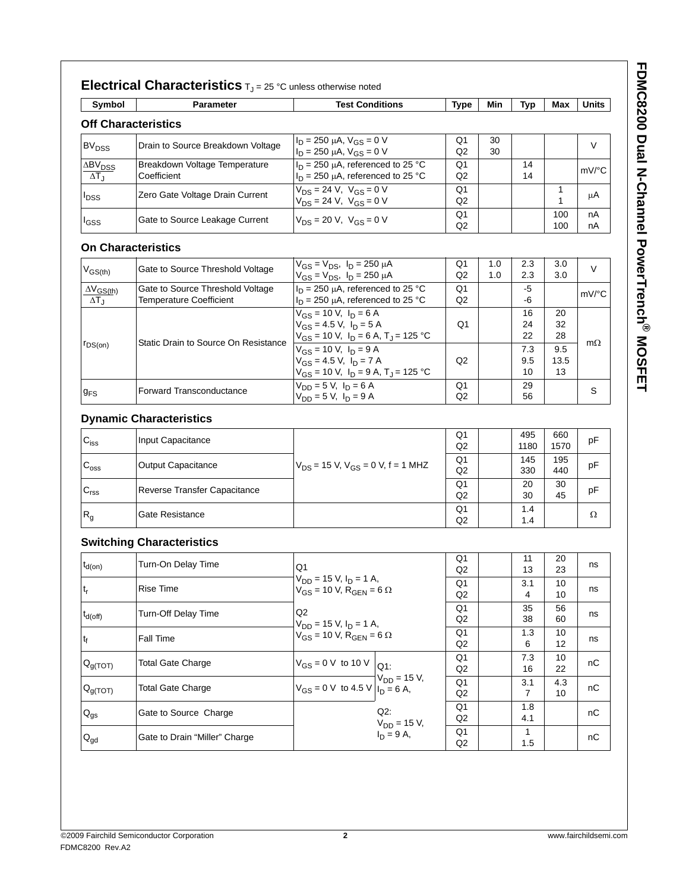## Electrical Characteristics $T_J$ = 25 °C unless otherwise noted

| Symbol | Parameter | Test Conditions | Type | Min | Typ | Max | Units |
|---|---|---|---|---|---|---|---|
| **Off Characteristics** | | | | | | | |
| $BV_{DSS}$ | Drain to Source Breakdown Voltage | $I_D$ = 250 μA, $V_{GS}$ = 0 V<br>$I_D$ = 250 μA, $V_{GS}$ = 0 V | Q1<br>Q2 | 30<br>30 | | | V |
| $\frac{\Delta BV_{DSS}}{\Delta T_J}$ | Breakdown Voltage Temperature Coefficient | $I_D$ = 250 μA, referenced to 25 °C<br>$I_D$ = 250 μA, referenced to 25 °C | Q1<br>Q2 | | 14<br>14 | | mV/°C |
| $I_{DSS}$ | Zero Gate Voltage Drain Current | $V_{DS}$ = 24 V, $V_{GS}$ = 0 V<br>$V_{DS}$ = 24 V, $V_{GS}$ = 0 V | Q1<br>Q2 | | | 1<br>1 | μA |
| $I_{GSS}$ | Gate to Source Leakage Current | $V_{DS}$ = 20 V, $V_{GS}$ = 0 V | Q1<br>Q2 | | | 100<br>100 | nA<br>nA |
| **On Characteristics** | | | | | | | |
| $V_{GS(th)}$ | Gate to Source Threshold Voltage | $V_{GS}$ = $V_{DS}$, $I_D$ = 250 μA<br>$V_{GS}$ = $V_{DS}$, $I_D$ = 250 μA | Q1<br>Q2 | 1.0<br>1.0 | 2.3<br>2.3 | 3.0<br>3.0 | V |
| $\frac{\Delta V_{GS(th)}}{\Delta T_J}$ | Gate to Source Threshold Voltage Temperature Coefficient | $I_D$ = 250 μA, referenced to 25 °C<br>$I_D$ = 250 μA, referenced to 25 °C | Q1<br>Q2 | | -5<br>-6 | | mV/°C |
| $r_{DS(on)}$ | Static Drain to Source On Resistance | $V_{GS}$ = 10 V, $I_D$ = 6 A<br>$V_{GS}$ = 4.5 V, $I_D$ = 5 A<br>$V_{GS}$ = 10 V, $I_D$ = 6 A, $T_J$ = 125 °C | Q1 | | 16<br>24<br>22 | 20<br>32<br>28 | mΩ |
| | | $V_{GS}$ = 10 V, $I_D$ = 9 A<br>$V_{GS}$ = 4.5 V, $I_D$ = 7 A<br>$V_{GS}$ = 10 V, $I_D$ = 9 A, $T_J$ = 125 °C | Q2 | | 7.3<br>9.5<br>10 | 9.5<br>13.5<br>13 | |
| $g_{FS}$ | Forward Transconductance | $V_{DD}$ = 5 V, $I_D$ = 6 A<br>$V_{DD}$ = 5 V, $I_D$ = 9 A | Q1<br>Q2 | | 29<br>56 | | S |
| **Dynamic Characteristics** | | | | | | | |
| $C_{iss}$ | Input Capacitance | $V_{DS}$ = 15 V, $V_{GS}$ = 0 V, f = 1 MHZ | Q1<br>Q2 | | 495<br>1180 | 660<br>1570 | pF |
| $C_{oss}$ | Output Capacitance | $V_{DS}$ = 15 V, $V_{GS}$ = 0 V, f = 1 MHZ | Q1<br>Q2 | | 145<br>330 | 195<br>440 | pF |
| $C_{rss}$ | Reverse Transfer Capacitance | $V_{DS}$ = 15 V, $V_{GS}$ = 0 V, f = 1 MHZ | Q1<br>Q2 | | 20<br>30 | 30<br>45 | pF |
| $R_g$ | Gate Resistance | | Q1<br>Q2 | | 1.4<br>1.4 | | Ω |
| **Switching Characteristics** | | | | | | | |
| $t_{d(on)}$ | Turn-On Delay Time | Q1<br>$V_{DD}$ = 15 V, $I_D$ = 1 A, $V_{GS}$ = 10 V, $R_{GEN}$ = 6 Ω<br>Q2<br>$V_{DD}$ = 15 V, $I_D$ = 1 A, $V_{GS}$ = 10 V, $R_{GEN}$ = 6 Ω | Q1<br>Q2 | | 11<br>13 | 20<br>23 | ns |
| $t_r$ | Rise Time | | Q1<br>Q2 | | 3.1<br>4 | 10<br>10 | ns |
| $t_{d(off)}$ | Turn-Off Delay Time | | Q1<br>Q2 | | 35<br>38 | 56<br>60 | ns |
| $t_f$ | Fall Time | | Q1<br>Q2 | | 1.3<br>6 | 10<br>12 | ns |
| $Q_{g(TOT)}$ | Total Gate Charge | $V_{GS}$ = 0 V to 10 V; Q1: $V_{DD}$ = 15 V, $I_D$ = 6 A, Q2: $V_{DD}$ = 15 V, $I_D$ = 9 A | Q1<br>Q2 | | 7.3<br>16 | 10<br>22 | nC |
| $Q_{g(TOT)}$ | Total Gate Charge | $V_{GS}$ = 0 V to 4.5 V | Q1<br>Q2 | | 3.1<br>7 | 4.3<br>10 | nC |
| $Q_{gs}$ | Gate to Source Charge | | Q1<br>Q2 | | 1.8<br>4.1 | | nC |
| $Q_{gd}$ | Gate to Drain "Miller" Charge | | Q1<br>Q2 | | 1<br>1.5 | | nC |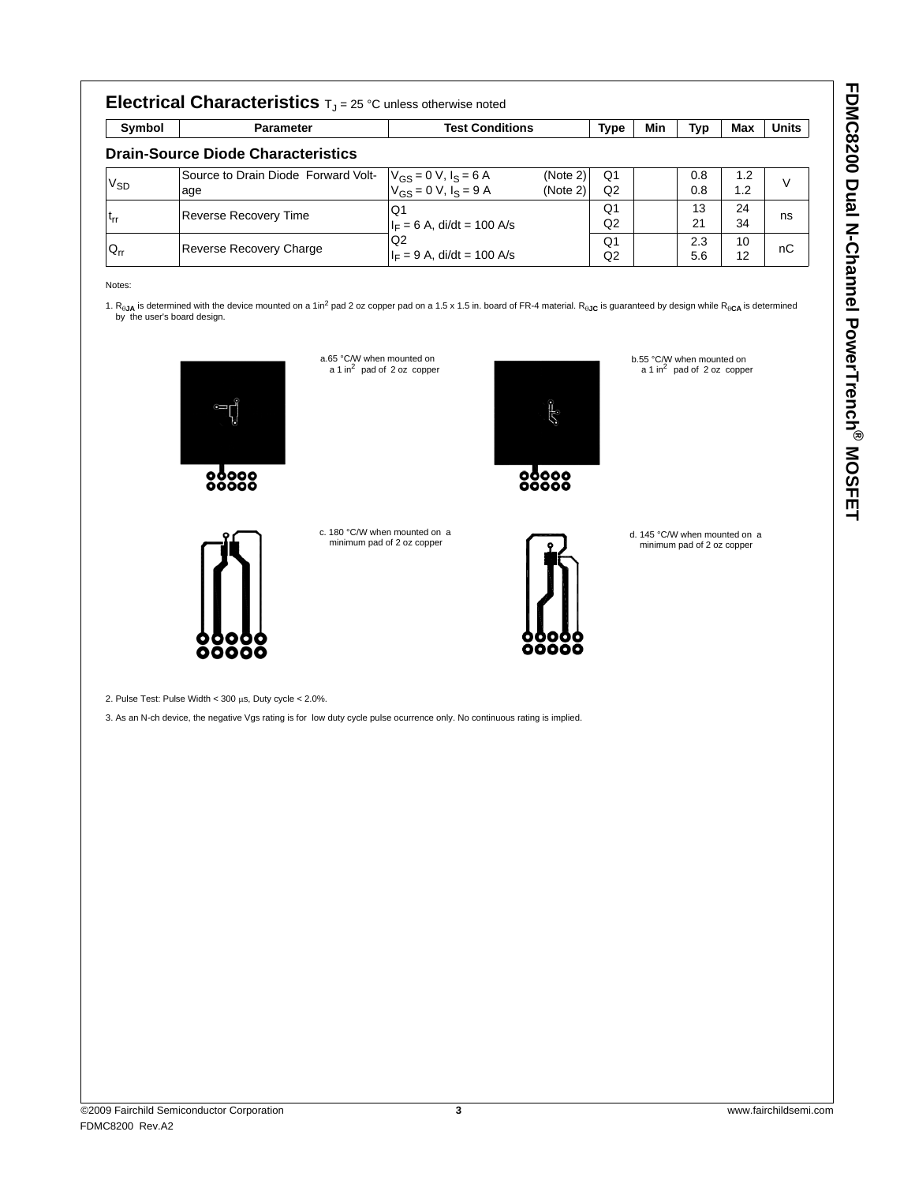## Electrical Characteristics $T_J$ = 25 °C unless otherwise noted

| Symbol | Parameter | Test Conditions | Type | Min | Typ | Max | Units |
|---|---|---|---|---|---|---|---|
| **Drain-Source Diode Characteristics** | | | | | | | |
| $V_{SD}$ | Source to Drain Diode Forward Voltage | $V_{GS}$ = 0 V, $I_S$ = 6 A (Note 2)<br>$V_{GS}$ = 0 V, $I_S$ = 9 A (Note 2) | Q1<br>Q2 | | 0.8<br>0.8 | 1.2<br>1.2 | V |
| $t_{rr}$ | Reverse Recovery Time | Q1<br>$I_F$ = 6 A, di/dt = 100 A/s | Q1<br>Q2 | | 13<br>21 | 24<br>34 | ns |
| $Q_{rr}$ | Reverse Recovery Charge | Q2<br>$I_F$ = 9 A, di/dt = 100 A/s | Q1<br>Q2 | | 2.3<br>5.6 | 10<br>12 | nC |

Notes:

1. $R_{\theta JA}$ is determined with the device mounted on a 1in$^2$ pad 2 oz copper pad on a 1.5 x 1.5 in. board of FR-4 material. $R_{\theta JC}$ is guaranteed by design while $R_{\theta CA}$ is determined by the user's board design.

a. 65 °C/W when mounted on a 1 in$^2$ pad of 2 oz copper

b. 55 °C/W when mounted on a 1 in$^2$ pad of 2 oz copper

c. 180 °C/W when mounted on a minimum pad of 2 oz copper

d. 145 °C/W when mounted on a minimum pad of 2 oz copper

2. Pulse Test: Pulse Width < 300 μs, Duty cycle < 2.0%.

3. As an N-ch device, the negative Vgs rating is for low duty cycle pulse ocurrence only. No continuous rating is implied.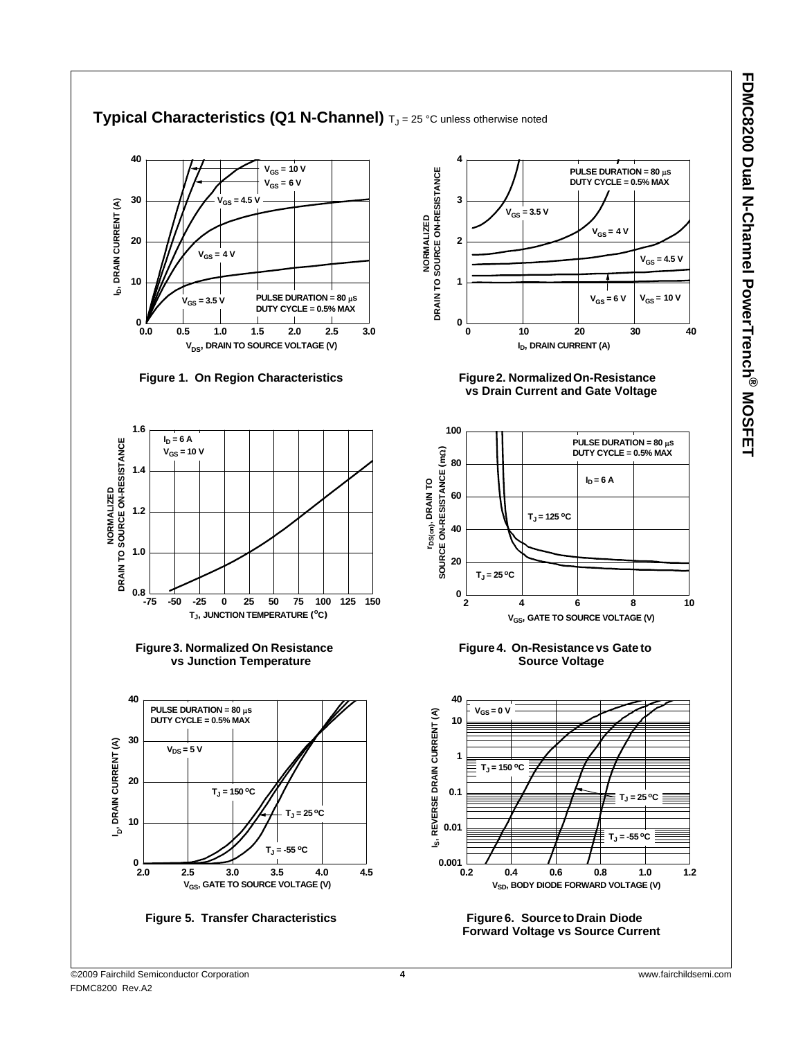## Typical Characteristics (Q1 N-Channel) $T_J$ = 25 °C unless otherwise noted

Figure 1. On Region Characteristics

Figure 2. Normalized On-Resistance vs Drain Current and Gate Voltage

Figure 3. Normalized On Resistance vs Junction Temperature

Figure 4. On-Resistance vs Gate to Source Voltage

Figure 5. Transfer Characteristics

Figure 6. Source to Drain Diode Forward Voltage vs Source Current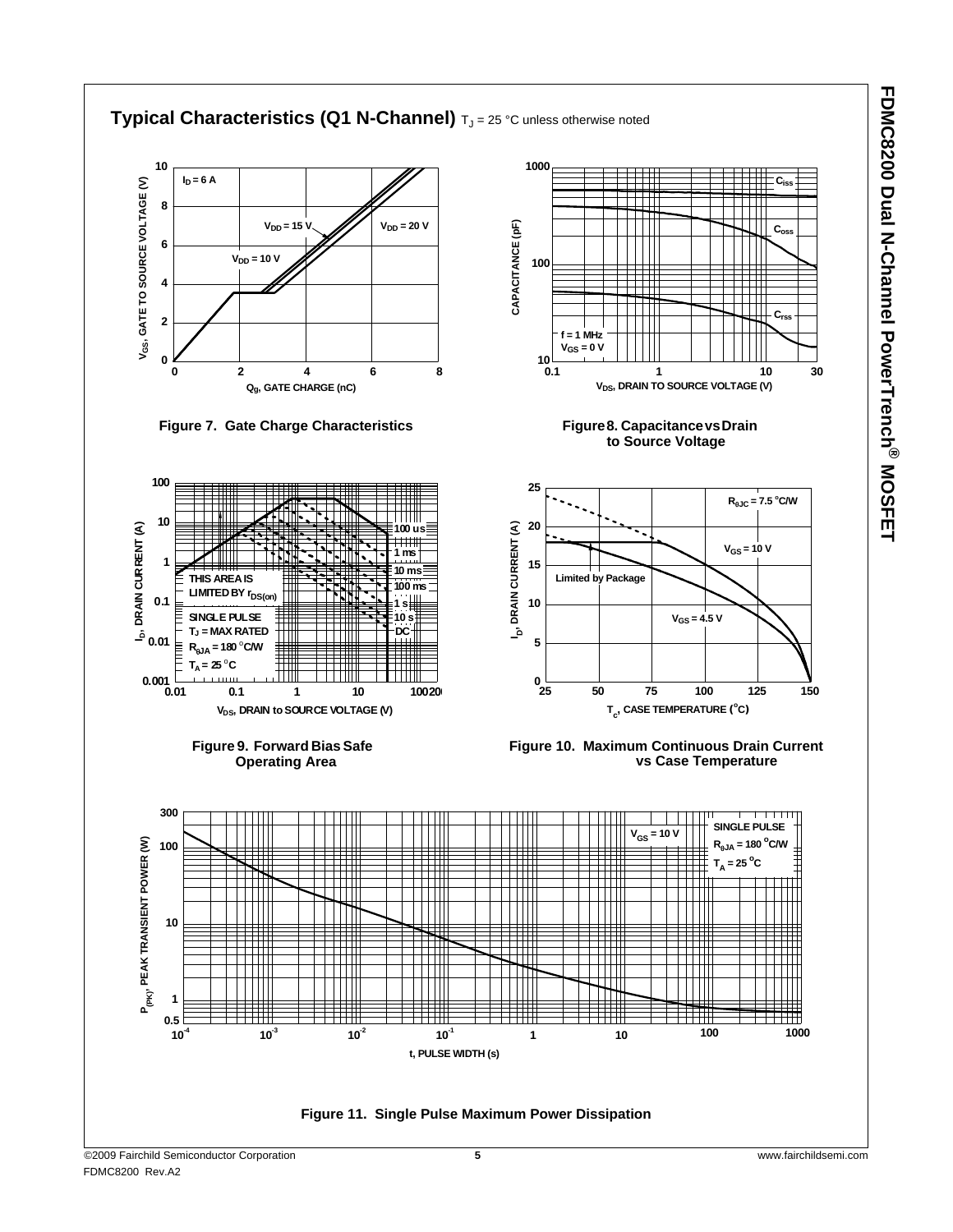## Typical Characteristics (Q1 N-Channel) $T_J$ = 25 °C unless otherwise noted

Figure 7. Gate Charge Characteristics

Figure 8. Capacitance vs Drain to Source Voltage

Figure 9. Forward Bias Safe Operating Area

Figure 10. Maximum Continuous Drain Current vs Case Temperature

Figure 11. Single Pulse Maximum Power Dissipation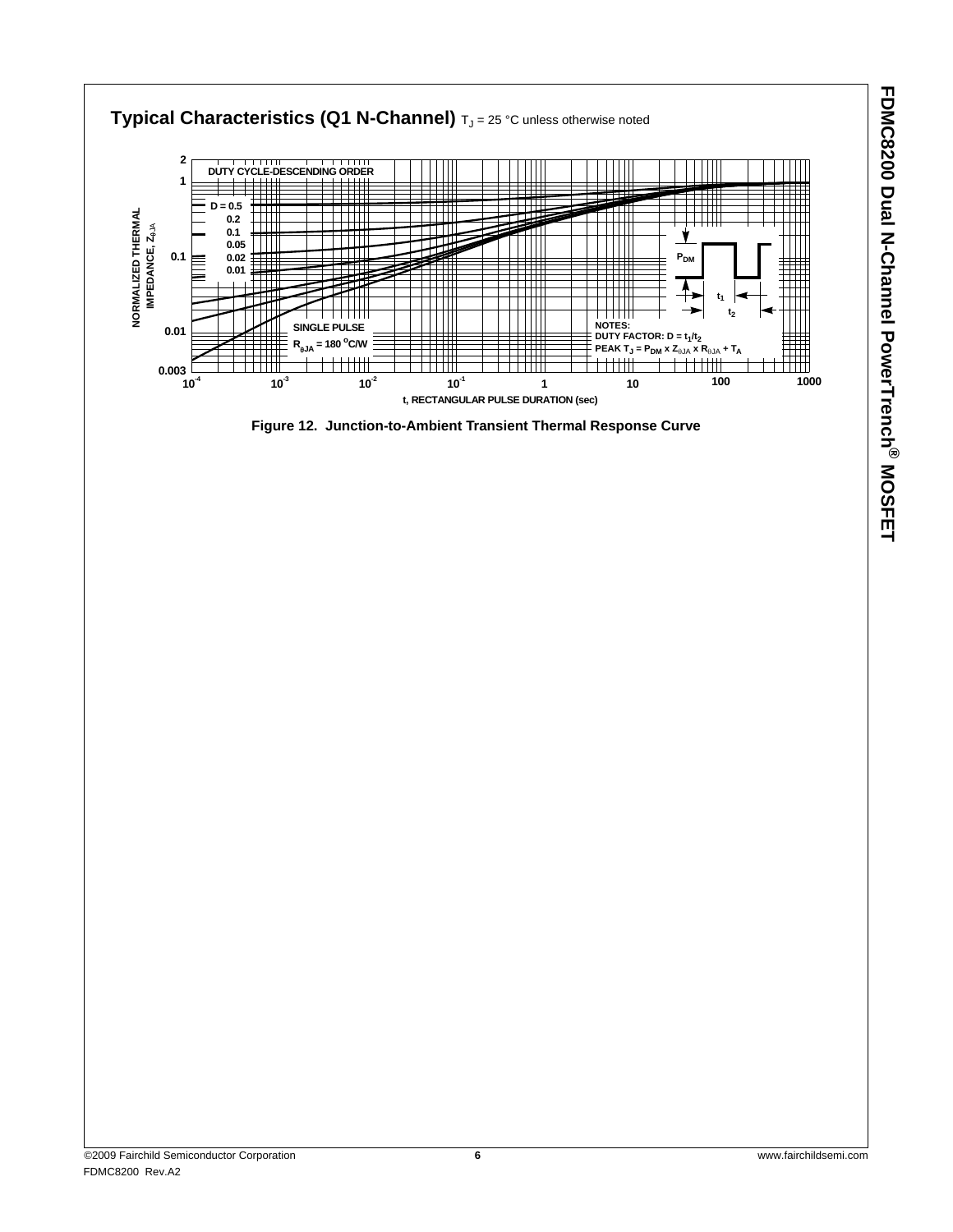## Typical Characteristics (Q1 N-Channel) $T_J$ = 25 °C unless otherwise noted

DUTY CYCLE-DESCENDING ORDER

D = 0.5
0.2
0.1
0.05
0.02
0.01

SINGLE PULSE

$R_{\theta JA}$ = 180 °C/W

NOTES:
DUTY FACTOR: $D = t_1/t_2$
PEAK $T_J = P_{DM} \times Z_{\theta JA} \times R_{\theta JA} + T_A$

NORMALIZED THERMAL IMPEDANCE, $Z_{\theta JA}$

t, RECTANGULAR PULSE DURATION (sec)

**Figure 12. Junction-to-Ambient Transient Thermal Response Curve**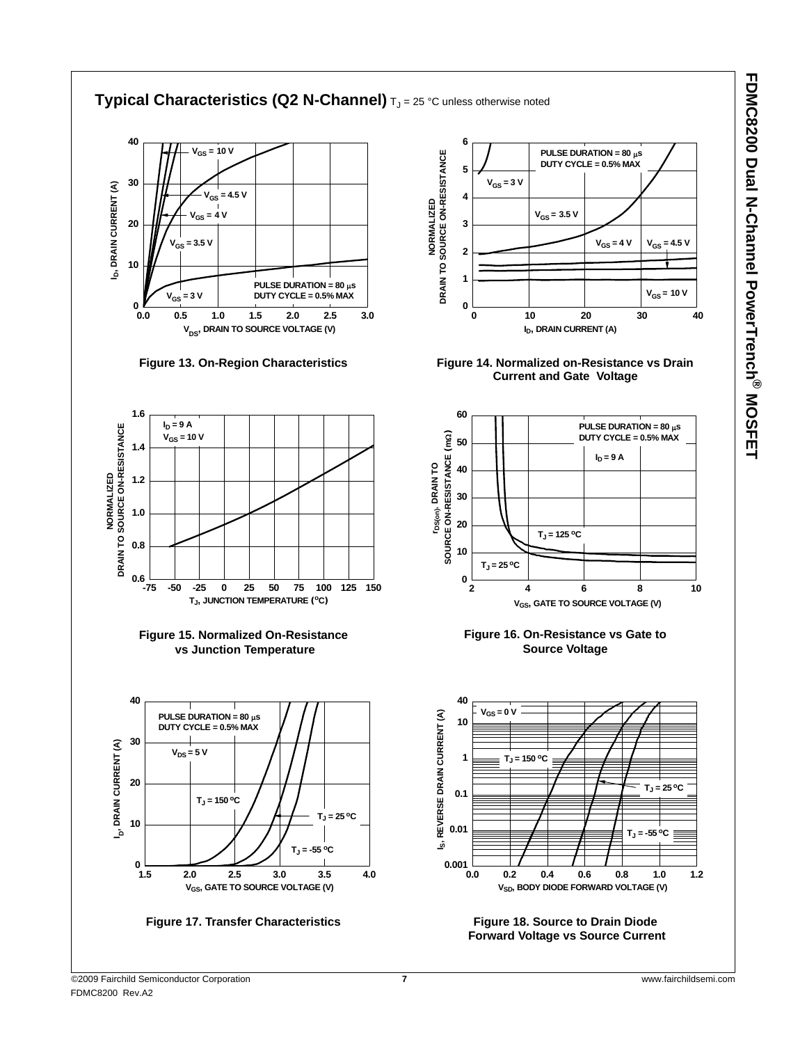## Typical Characteristics (Q2 N-Channel) $T_J$ = 25 °C unless otherwise noted

Figure 13. On-Region Characteristics

Figure 14. Normalized on-Resistance vs Drain Current and Gate Voltage

Figure 15. Normalized On-Resistance vs Junction Temperature

Figure 16. On-Resistance vs Gate to Source Voltage

Figure 17. Transfer Characteristics

Figure 18. Source to Drain Diode Forward Voltage vs Source Current

©2009 Fairchild Semiconductor Corporation
FDMC8200 Rev.A2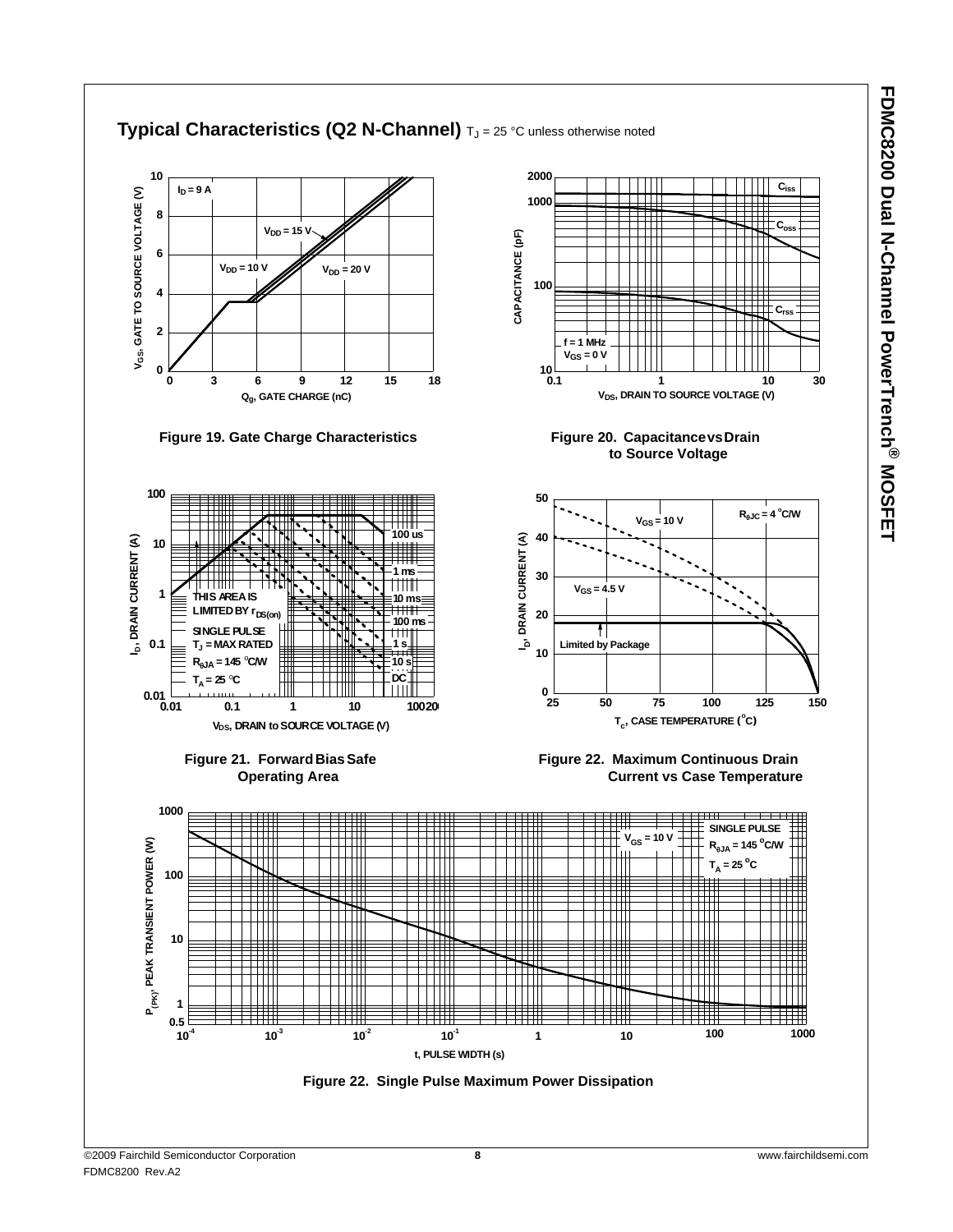## Typical Characteristics (Q2 N-Channel) $T_J$ = 25 °C unless otherwise noted

Figure 19. Gate Charge Characteristics

Figure 20. Capacitance vs Drain to Source Voltage

Figure 21. Forward Bias Safe Operating Area

Figure 22. Maximum Continuous Drain Current vs Case Temperature

Figure 22. Single Pulse Maximum Power Dissipation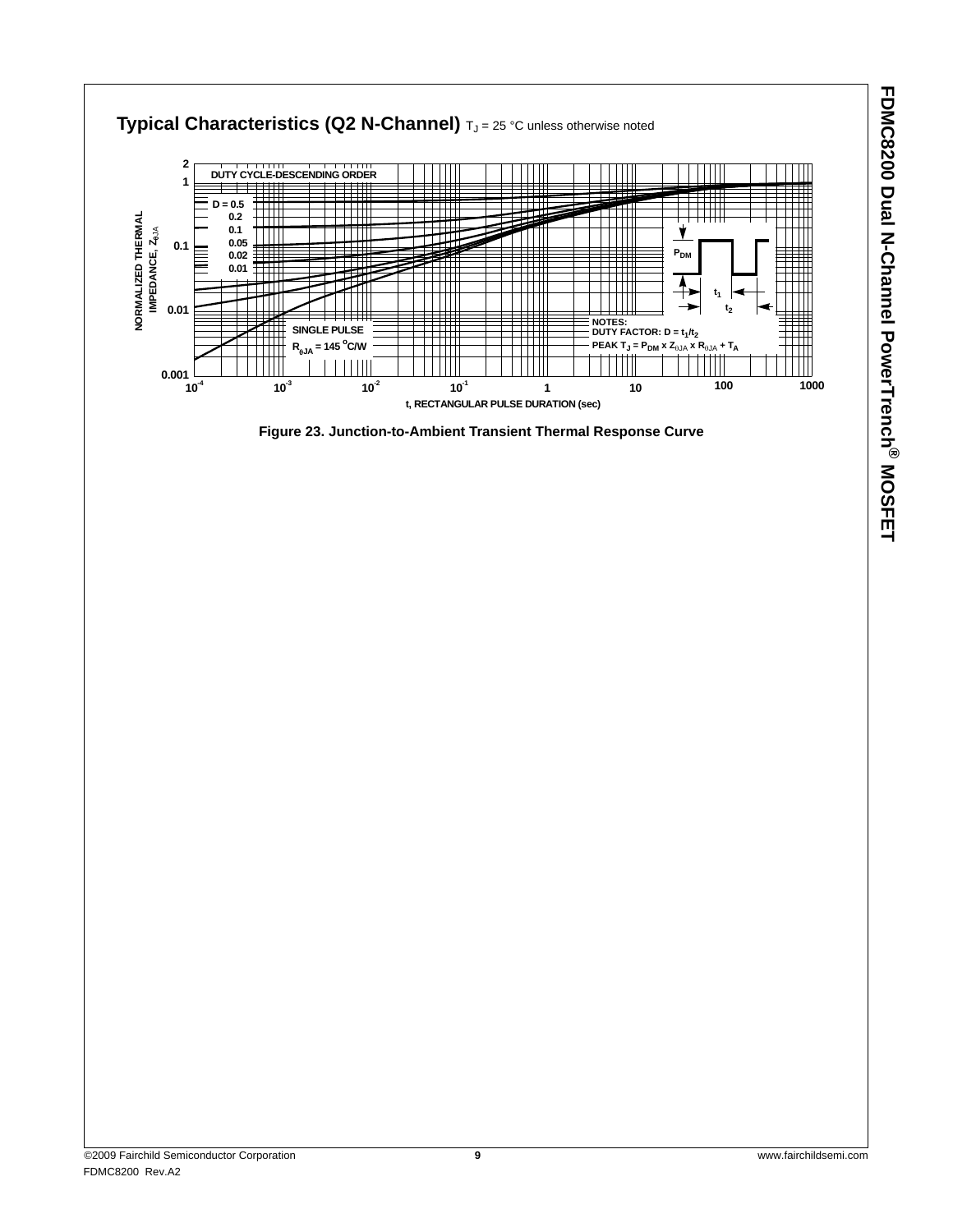## Typical Characteristics (Q2 N-Channel) $T_J$ = 25 °C unless otherwise noted

DUTY CYCLE-DESCENDING ORDER

D = 0.5
0.2
0.1
0.05
0.02
0.01

SINGLE PULSE

$R_{\theta JA}$ = 145 °C/W

NOTES:
DUTY FACTOR: $D = t_1/t_2$
PEAK $T_J = P_{DM} \times Z_{\theta JA} \times R_{\theta JA} + T_A$

NORMALIZED THERMAL IMPEDANCE, $Z_{\theta JA}$

t, RECTANGULAR PULSE DURATION (sec)

**Figure 23. Junction-to-Ambient Transient Thermal Response Curve**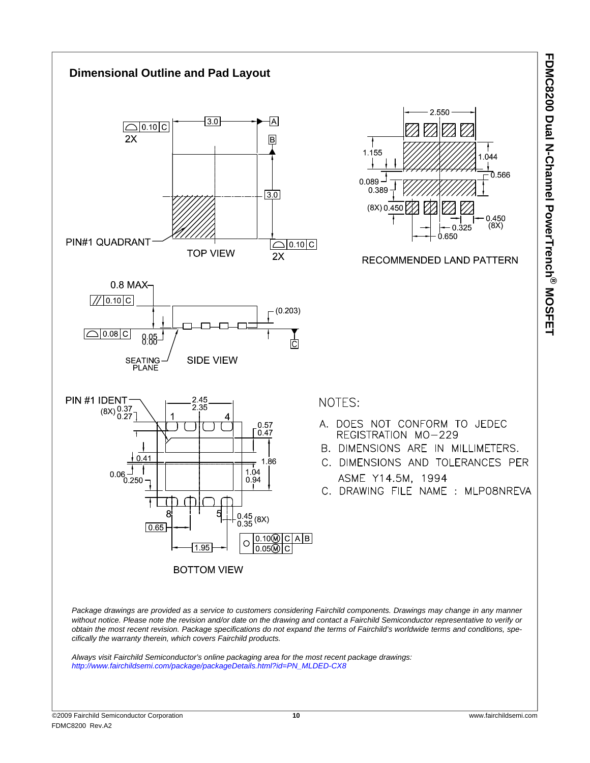## Dimensional Outline and Pad Layout

TOP VIEW

RECOMMENDED LAND PATTERN

SIDE VIEW

BOTTOM VIEW

NOTES:

A. DOES NOT CONFORM TO JEDEC REGISTRATION MO-229

B. DIMENSIONS ARE IN MILLIMETERS.

C. DIMENSIONS AND TOLERANCES PER ASME Y14.5M, 1994

C. DRAWING FILE NAME : MLP08NREVA

*Package drawings are provided as a service to customers considering Fairchild components. Drawings may change in any manner without notice. Please note the revision and/or date on the drawing and contact a Fairchild Semiconductor representative to verify or obtain the most recent revision. Package specifications do not expand the terms of Fairchild's worldwide terms and conditions, specifically the warranty therein, which covers Fairchild products.*

*Always visit Fairchild Semiconductor's online packaging area for the most recent package drawings:*
*http://www.fairchildsemi.com/package/packageDetails.html?id=PN_MLDED-CX8*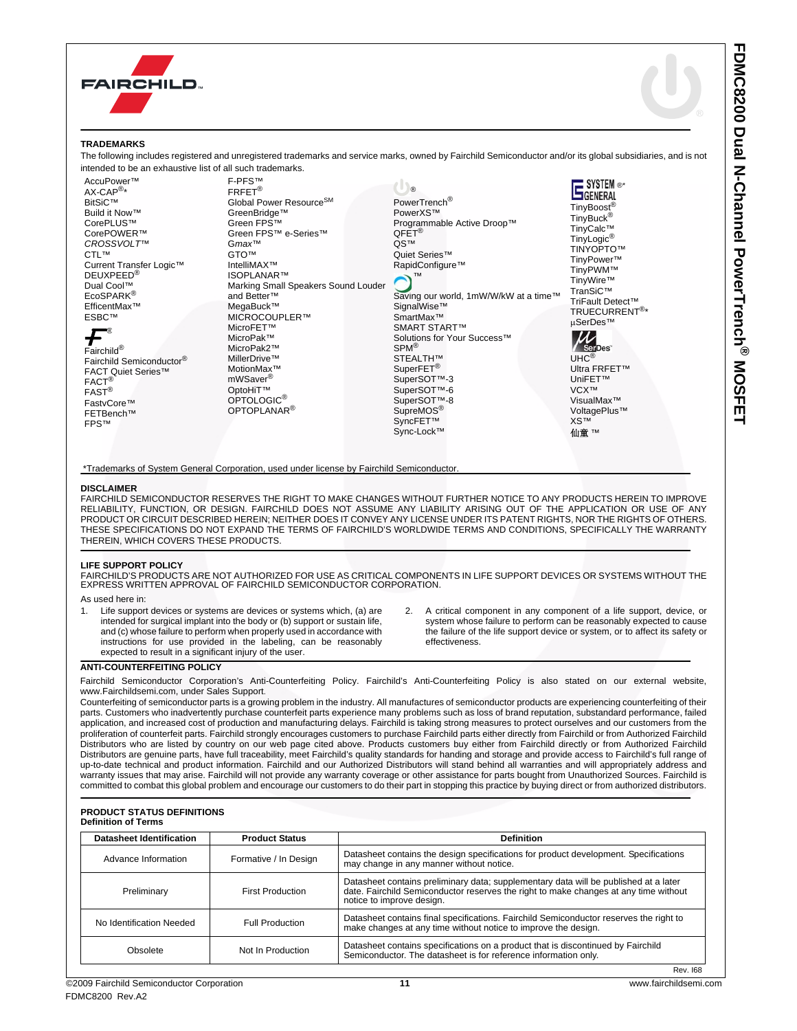## TRADEMARKS

The following includes registered and unregistered trademarks and service marks, owned by Fairchild Semiconductor and/or its global subsidiaries, and is not intended to be an exhaustive list of all such trademarks.

AccuPower™
AX-CAP®*
BitSiC™
Build it Now™
CorePLUS™
CorePOWER™
*CROSSVOLT™*
CTL™
Current Transfer Logic™
DEUXPEED®
Dual Cool™
EcoSPARK®
EfficentMax™
ESBC™
Fairchild®
Fairchild Semiconductor®
FACT Quiet Series™
FACT®
FAST®
FastvCore™
FETBench™
FPS™
F-PFS™
FRFET®
Global Power Resource℠
GreenBridge™
Green FPS™
Green FPS™ e-Series™
*G*max™
GTO™
IntelliMAX™
ISOPLANAR™
Marking Small Speakers Sound Louder and Better™
MegaBuck™
MICROCOUPLER™
MicroFET™
MicroPak™
MicroPak2™
MillerDrive™
MotionMax™
mWSaver®
OptoHiT™
OPTOLOGIC®
OPTOPLANAR®
PowerTrench®
PowerXS™
Programmable Active Droop™
QFET®
QS™
Quiet Series™
RapidConfigure™
Saving our world, 1mW/W/kW at a time™
SignalWise™
SmartMax™
SMART START™
Solutions for Your Success™
SPM®
STEALTH™
SuperFET®
SuperSOT™-3
SuperSOT™-6
SuperSOT™-8
SupreMOS®
SyncFET™
Sync-Lock™
SYSTEM GENERAL®*
TinyBoost®
TinyBuck®
TinyCalc™
TinyLogic®
TINYOPTO™
TinyPower™
TinyPWM™
TinyWire™
TranSiC™
TriFault Detect™
TRUECURRENT®*
μSerDes™
UHC®
Ultra FRFET™
UniFET™
VCX™
VisualMax™
VoltagePlus™
XS™
仙童™

*Trademarks of System General Corporation, used under license by Fairchild Semiconductor.

## DISCLAIMER

FAIRCHILD SEMICONDUCTOR RESERVES THE RIGHT TO MAKE CHANGES WITHOUT FURTHER NOTICE TO ANY PRODUCTS HEREIN TO IMPROVE RELIABILITY, FUNCTION, OR DESIGN. FAIRCHILD DOES NOT ASSUME ANY LIABILITY ARISING OUT OF THE APPLICATION OR USE OF ANY PRODUCT OR CIRCUIT DESCRIBED HEREIN; NEITHER DOES IT CONVEY ANY LICENSE UNDER ITS PATENT RIGHTS, NOR THE RIGHTS OF OTHERS. THESE SPECIFICATIONS DO NOT EXPAND THE TERMS OF FAIRCHILD'S WORLDWIDE TERMS AND CONDITIONS, SPECIFICALLY THE WARRANTY THEREIN, WHICH COVERS THESE PRODUCTS.

## LIFE SUPPORT POLICY

FAIRCHILD'S PRODUCTS ARE NOT AUTHORIZED FOR USE AS CRITICAL COMPONENTS IN LIFE SUPPORT DEVICES OR SYSTEMS WITHOUT THE EXPRESS WRITTEN APPROVAL OF FAIRCHILD SEMICONDUCTOR CORPORATION.

As used here in:

1. Life support devices or systems are devices or systems which, (a) are intended for surgical implant into the body or (b) support or sustain life, and (c) whose failure to perform when properly used in accordance with instructions for use provided in the labeling, can be reasonably expected to result in a significant injury of the user.
2. A critical component in any component of a life support, device, or system whose failure to perform can be reasonably expected to cause the failure of the life support device or system, or to affect its safety or effectiveness.

## ANTI-COUNTERFEITING POLICY

Fairchild Semiconductor Corporation's Anti-Counterfeiting Policy. Fairchild's Anti-Counterfeiting Policy is also stated on our external website, www.Fairchildsemi.com, under Sales Support.

Counterfeiting of semiconductor parts is a growing problem in the industry. All manufactures of semiconductor products are experiencing counterfeiting of their parts. Customers who inadvertently purchase counterfeit parts experience many problems such as loss of brand reputation, substandard performance, failed application, and increased cost of production and manufacturing delays. Fairchild is taking strong measures to protect ourselves and our customers from the proliferation of counterfeit parts. Fairchild strongly encourages customers to purchase Fairchild parts either directly from Fairchild or from Authorized Fairchild Distributors who are listed by country on our web page cited above. Products customers buy either from Fairchild directly or from Authorized Fairchild Distributors are genuine parts, have full traceability, meet Fairchild's quality standards for handing and storage and provide access to Fairchild's full range of up-to-date technical and product information. Fairchild and our Authorized Distributors will stand behind all warranties and will appropriately address and warranty issues that may arise. Fairchild will not provide any warranty coverage or other assistance for parts bought from Unauthorized Sources. Fairchild is committed to combat this global problem and encourage our customers to do their part in stopping this practice by buying direct or from authorized distributors.

## PRODUCT STATUS DEFINITIONS

**Definition of Terms**

| Datasheet Identification | Product Status | Definition |
|---|---|---|
| Advance Information | Formative / In Design | Datasheet contains the design specifications for product development. Specifications may change in any manner without notice. |
| Preliminary | First Production | Datasheet contains preliminary data; supplementary data will be published at a later date. Fairchild Semiconductor reserves the right to make changes at any time without notice to improve design. |
| No Identification Needed | Full Production | Datasheet contains final specifications. Fairchild Semiconductor reserves the right to make changes at any time without notice to improve the design. |
| Obsolete | Not In Production | Datasheet contains specifications on a product that is discontinued by Fairchild Semiconductor. The datasheet is for reference information only. |

Rev. I68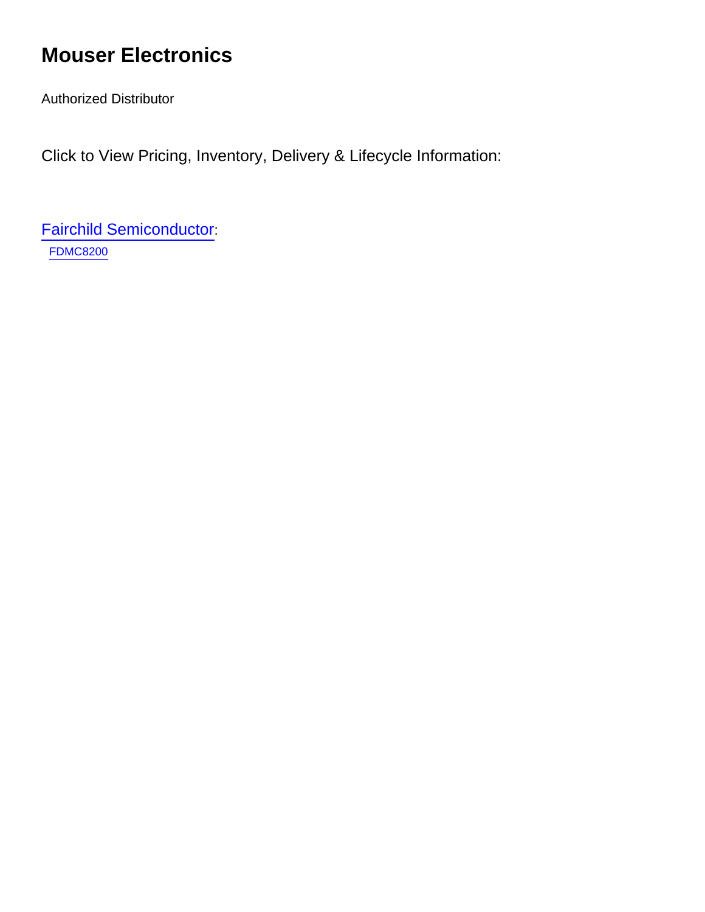# Mouser Electronics

Authorized Distributor

Click to View Pricing, Inventory, Delivery & Lifecycle Information:

Fairchild Semiconductor:

FDMC8200